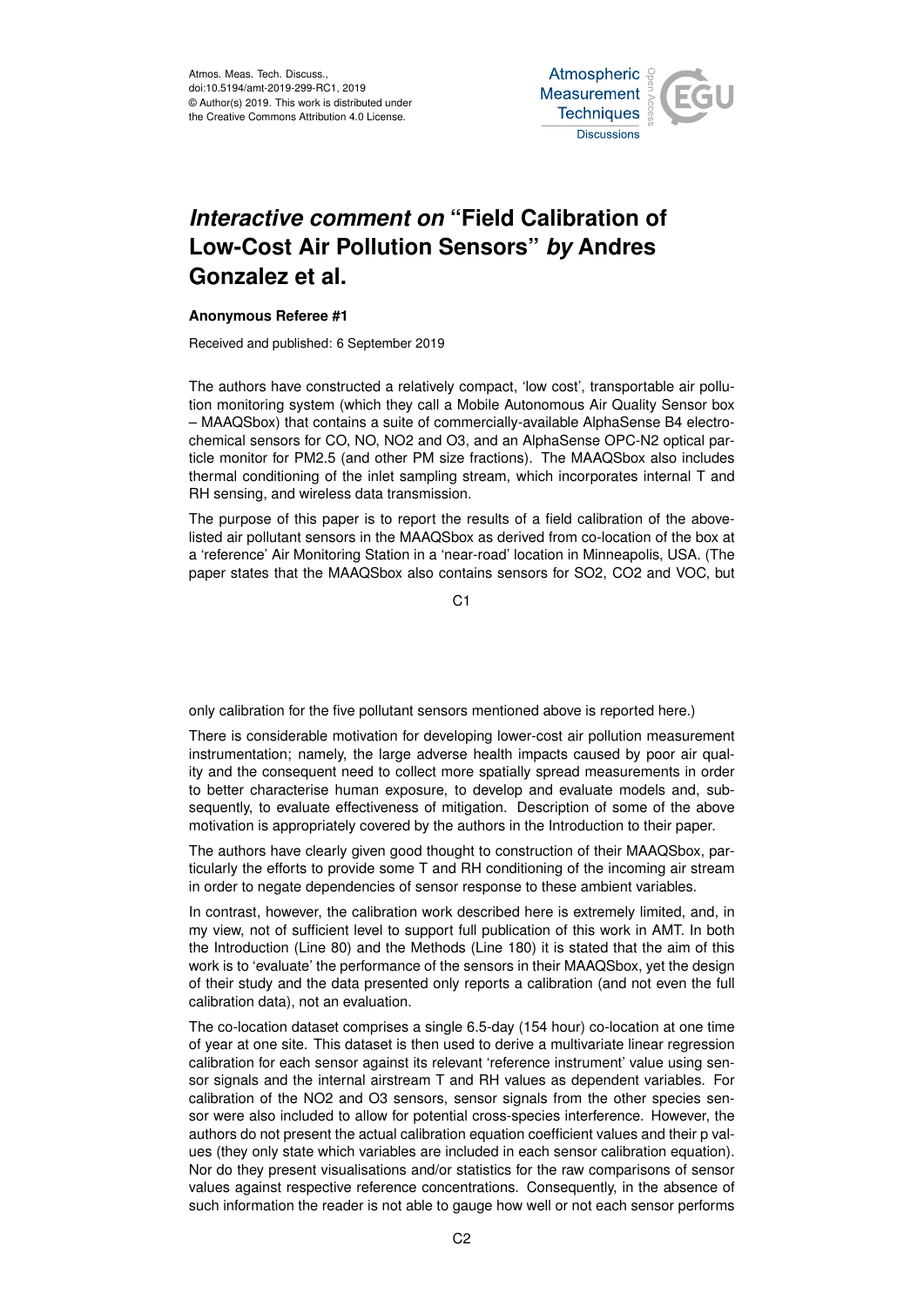# *Interactive comment on* "Field Calibration of Low-Cost Air Pollution Sensors" *by* Andres Gonzalez et al.

**Anonymous Referee #1**

Received and published: 6 September 2019

The authors have constructed a relatively compact, 'low cost', transportable air pollution monitoring system (which they call a Mobile Autonomous Air Quality Sensor box – MAAQSbox) that contains a suite of commercially-available AlphaSense B4 electrochemical sensors for CO, NO, NO2 and O3, and an AlphaSense OPC-N2 optical particle monitor for PM2.5 (and other PM size fractions). The MAAQSbox also includes thermal conditioning of the inlet sampling stream, which incorporates internal T and RH sensing, and wireless data transmission.

The purpose of this paper is to report the results of a field calibration of the above-listed air pollutant sensors in the MAAQSbox as derived from co-location of the box at a 'reference' Air Monitoring Station in a 'near-road' location in Minneapolis, USA. (The paper states that the MAAQSbox also contains sensors for SO2, CO2 and VOC, but only calibration for the five pollutant sensors mentioned above is reported here.)

There is considerable motivation for developing lower-cost air pollution measurement instrumentation; namely, the large adverse health impacts caused by poor air quality and the consequent need to collect more spatially spread measurements in order to better characterise human exposure, to develop and evaluate models and, subsequently, to evaluate effectiveness of mitigation. Description of some of the above motivation is appropriately covered by the authors in the Introduction to their paper.

The authors have clearly given good thought to construction of their MAAQSbox, particularly the efforts to provide some T and RH conditioning of the incoming air stream in order to negate dependencies of sensor response to these ambient variables.

In contrast, however, the calibration work described here is extremely limited, and, in my view, not of sufficient level to support full publication of this work in AMT. In both the Introduction (Line 80) and the Methods (Line 180) it is stated that the aim of this work is to 'evaluate' the performance of the sensors in their MAAQSbox, yet the design of their study and the data presented only reports a calibration (and not even the full calibration data), not an evaluation.

The co-location dataset comprises a single 6.5-day (154 hour) co-location at one time of year at one site. This dataset is then used to derive a multivariate linear regression calibration for each sensor against its relevant 'reference instrument' value using sensor signals and the internal airstream T and RH values as dependent variables. For calibration of the NO2 and O3 sensors, sensor signals from the other species sensor were also included to allow for potential cross-species interference. However, the authors do not present the actual calibration equation coefficient values and their p values (they only state which variables are included in each sensor calibration equation). Nor do they present visualisations and/or statistics for the raw comparisons of sensor values against respective reference concentrations. Consequently, in the absence of such information the reader is not able to gauge how well or not each sensor performs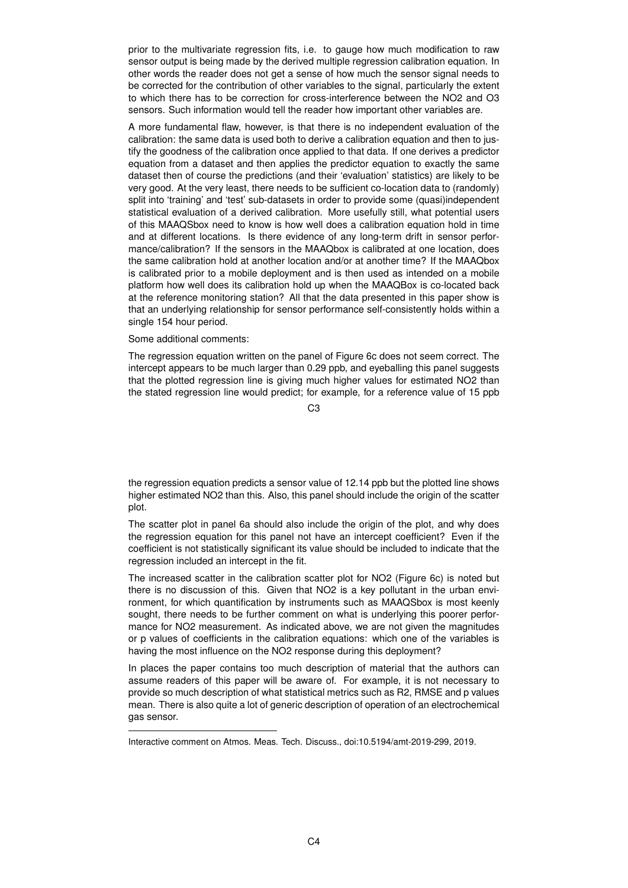prior to the multivariate regression fits, i.e. to gauge how much modification to raw sensor output is being made by the derived multiple regression calibration equation. In other words the reader does not get a sense of how much the sensor signal needs to be corrected for the contribution of other variables to the signal, particularly the extent to which there has to be correction for cross-interference between the $NO_2$ and $O_3$ sensors. Such information would tell the reader how important other variables are.

A more fundamental flaw, however, is that there is no independent evaluation of the calibration: the same data is used both to derive a calibration equation and then to justify the goodness of the calibration once applied to that data. If one derives a predictor equation from a dataset and then applies the predictor equation to exactly the same dataset then of course the predictions (and their 'evaluation' statistics) are likely to be very good. At the very least, there needs to be sufficient co-location data to (randomly) split into 'training' and 'test' sub-datasets in order to provide some (quasi)independent statistical evaluation of a derived calibration. More usefully still, what potential users of this MAAQSbox need to know is how well does a calibration equation hold in time and at different locations. Is there evidence of any long-term drift in sensor performance/calibration? If the sensors in the MAAQbox is calibrated at one location, does the same calibration hold at another location and/or at another time? If the MAAQbox is calibrated prior to a mobile deployment and is then used as intended on a mobile platform how well does its calibration hold up when the MAAQBox is co-located back at the reference monitoring station? All that the data presented in this paper show is that an underlying relationship for sensor performance self-consistently holds within a single 154 hour period.

Some additional comments:

The regression equation written on the panel of Figure 6c does not seem correct. The intercept appears to be much larger than 0.29 ppb, and eyeballing this panel suggests that the plotted regression line is giving much higher values for estimated $NO_2$ than the stated regression line would predict; for example, for a reference value of 15 ppb the regression equation predicts a sensor value of 12.14 ppb but the plotted line shows higher estimated $NO_2$ than this. Also, this panel should include the origin of the scatter plot.

The scatter plot in panel 6a should also include the origin of the plot, and why does the regression equation for this panel not have an intercept coefficient? Even if the coefficient is not statistically significant its value should be included to indicate that the regression included an intercept in the fit.

The increased scatter in the calibration scatter plot for $NO_2$ (Figure 6c) is noted but there is no discussion of this. Given that $NO_2$ is a key pollutant in the urban environment, for which quantification by instruments such as MAAQSbox is most keenly sought, there needs to be further comment on what is underlying this poorer performance for $NO_2$ measurement. As indicated above, we are not given the magnitudes or p values of coefficients in the calibration equations: which one of the variables is having the most influence on the $NO_2$ response during this deployment?

In places the paper contains too much description of material that the authors can assume readers of this paper will be aware of. For example, it is not necessary to provide so much description of what statistical metrics such as R2, RMSE and p values mean. There is also quite a lot of generic description of operation of an electrochemical gas sensor.

---

Interactive comment on Atmos. Meas. Tech. Discuss., doi:10.5194/amt-2019-299, 2019.